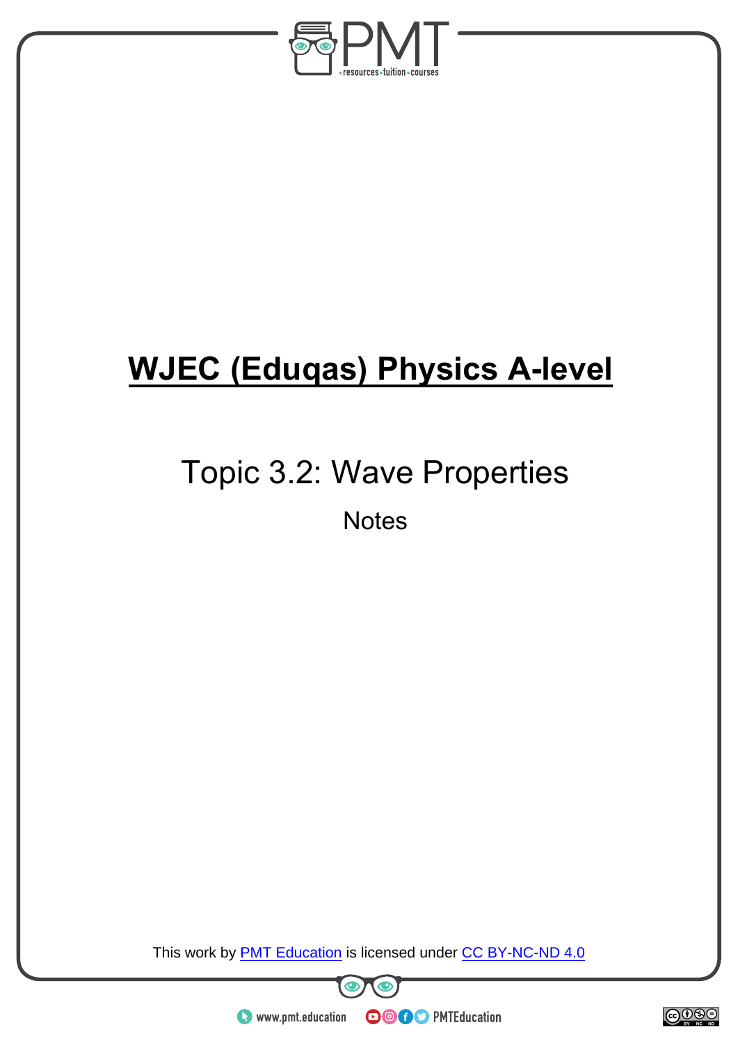# WJEC (Eduqas) Physics A-level

## Topic 3.2: Wave Properties

Notes

This work by PMT Education is licensed under CC BY-NC-ND 4.0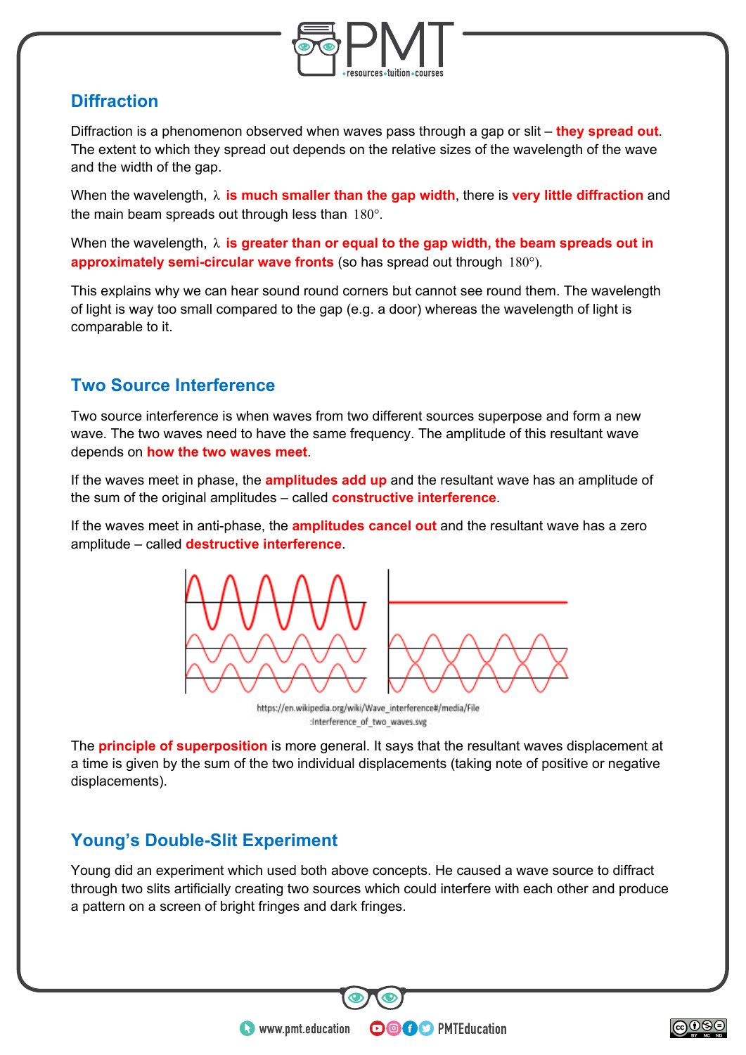## Diffraction

Diffraction is a phenomenon observed when waves pass through a gap or slit – **they spread out**. The extent to which they spread out depends on the relative sizes of the wavelength of the wave and the width of the gap.

When the wavelength, $\lambda$ **is much smaller than the gap width**, there is **very little diffraction** and the main beam spreads out through less than $180°$.

When the wavelength, $\lambda$ **is greater than or equal to the gap width, the beam spreads out in approximately semi-circular wave fronts** (so has spread out through $180°$).

This explains why we can hear sound round corners but cannot see round them. The wavelength of light is way too small compared to the gap (e.g. a door) whereas the wavelength of light is comparable to it.

## Two Source Interference

Two source interference is when waves from two different sources superpose and form a new wave. The two waves need to have the same frequency. The amplitude of this resultant wave depends on **how the two waves meet**.

If the waves meet in phase, the **amplitudes add up** and the resultant wave has an amplitude of the sum of the original amplitudes – called **constructive interference**.

If the waves meet in anti-phase, the **amplitudes cancel out** and the resultant wave has a zero amplitude – called **destructive interference**.

https://en.wikipedia.org/wiki/Wave_interference#/media/File:Interference_of_two_waves.svg

The **principle of superposition** is more general. It says that the resultant waves displacement at a time is given by the sum of the two individual displacements (taking note of positive or negative displacements).

## Young's Double-Slit Experiment

Young did an experiment which used both above concepts. He caused a wave source to diffract through two slits artificially creating two sources which could interfere with each other and produce a pattern on a screen of bright fringes and dark fringes.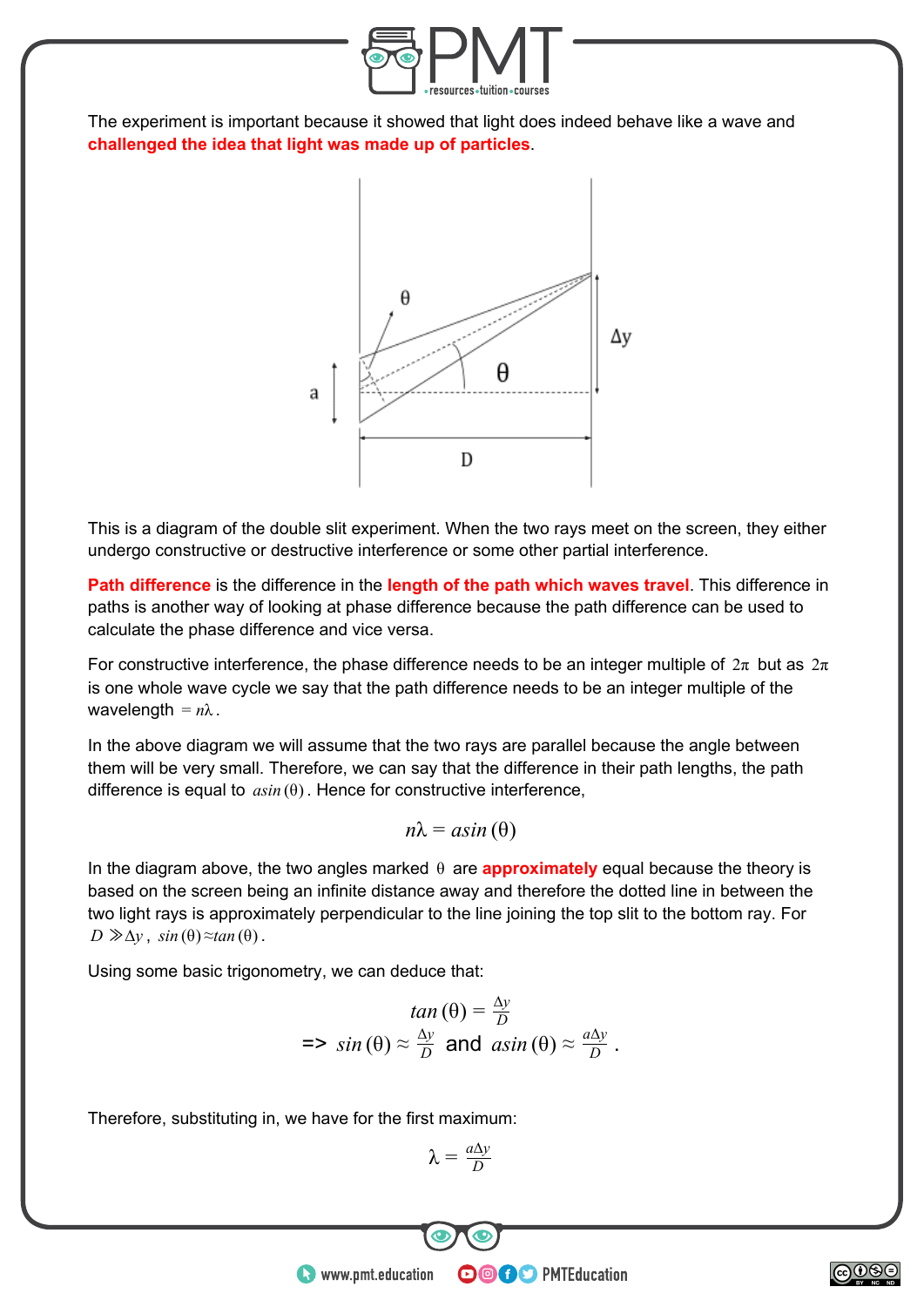The experiment is important because it showed that light does indeed behave like a wave and **challenged the idea that light was made up of particles**.

This is a diagram of the double slit experiment. When the two rays meet on the screen, they either undergo constructive or destructive interference or some other partial interference.

**Path difference** is the difference in the **length of the path which waves travel**. This difference in paths is another way of looking at phase difference because the path difference can be used to calculate the phase difference and vice versa.

For constructive interference, the phase difference needs to be an integer multiple of $2\pi$ but as $2\pi$ is one whole wave cycle we say that the path difference needs to be an integer multiple of the wavelength $= n\lambda$.

In the above diagram we will assume that the two rays are parallel because the angle between them will be very small. Therefore, we can say that the difference in their path lengths, the path difference is equal to $a\sin(\theta)$. Hence for constructive interference,

$$n\lambda = a\sin(\theta)$$

In the diagram above, the two angles marked $\theta$ are **approximately** equal because the theory is based on the screen being an infinite distance away and therefore the dotted line in between the two light rays is approximately perpendicular to the line joining the top slit to the bottom ray. For $D \gg \Delta y$, $\sin(\theta) \approx \tan(\theta)$.

Using some basic trigonometry, we can deduce that:

$$\tan(\theta) = \frac{\Delta y}{D}$$

$$\Rightarrow \sin(\theta) \approx \frac{\Delta y}{D} \text{ and } a\sin(\theta) \approx \frac{a\Delta y}{D}.$$

Therefore, substituting in, we have for the first maximum:

$$\lambda = \frac{a\Delta y}{D}$$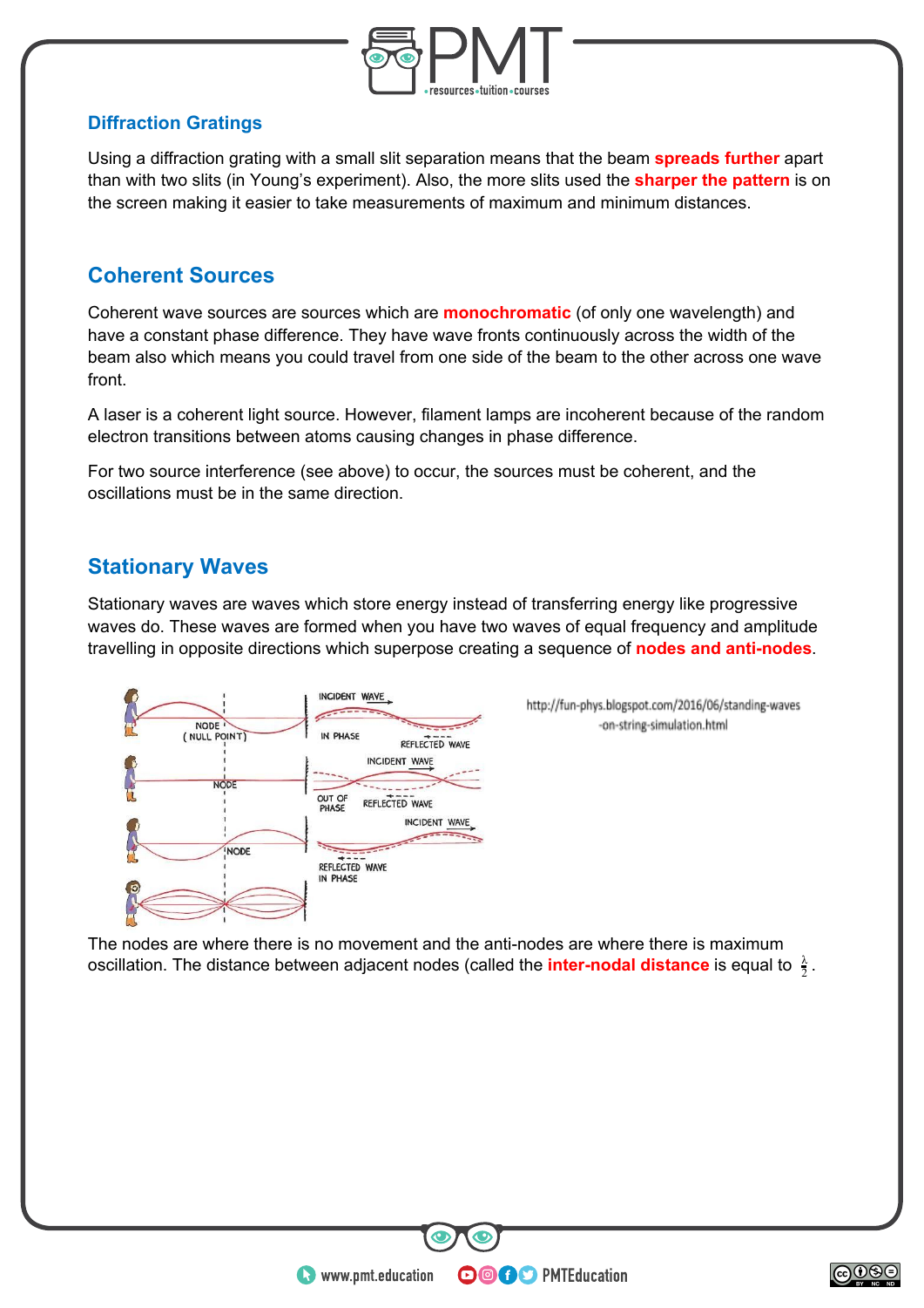## Diffraction Gratings

Using a diffraction grating with a small slit separation means that the beam **spreads further** apart than with two slits (in Young's experiment). Also, the more slits used the **sharper the pattern** is on the screen making it easier to take measurements of maximum and minimum distances.

## Coherent Sources

Coherent wave sources are sources which are **monochromatic** (of only one wavelength) and have a constant phase difference. They have wave fronts continuously across the width of the beam also which means you could travel from one side of the beam to the other across one wave front.

A laser is a coherent light source. However, filament lamps are incoherent because of the random electron transitions between atoms causing changes in phase difference.

For two source interference (see above) to occur, the sources must be coherent, and the oscillations must be in the same direction.

## Stationary Waves

Stationary waves are waves which store energy instead of transferring energy like progressive waves do. These waves are formed when you have two waves of equal frequency and amplitude travelling in opposite directions which superpose creating a sequence of **nodes and anti-nodes**.

NODE (NULL POINT)
INCIDENT WAVE
IN PHASE
REFLECTED WAVE
NODE
INCIDENT WAVE
OUT OF PHASE
REFLECTED WAVE
NODE
INCIDENT WAVE
REFLECTED WAVE IN PHASE

http://fun-phys.blogspot.com/2016/06/standing-waves-on-string-simulation.html

The nodes are where there is no movement and the anti-nodes are where there is maximum oscillation. The distance between adjacent nodes (called the **inter-nodal distance** is equal to $\frac{\lambda}{2}$.